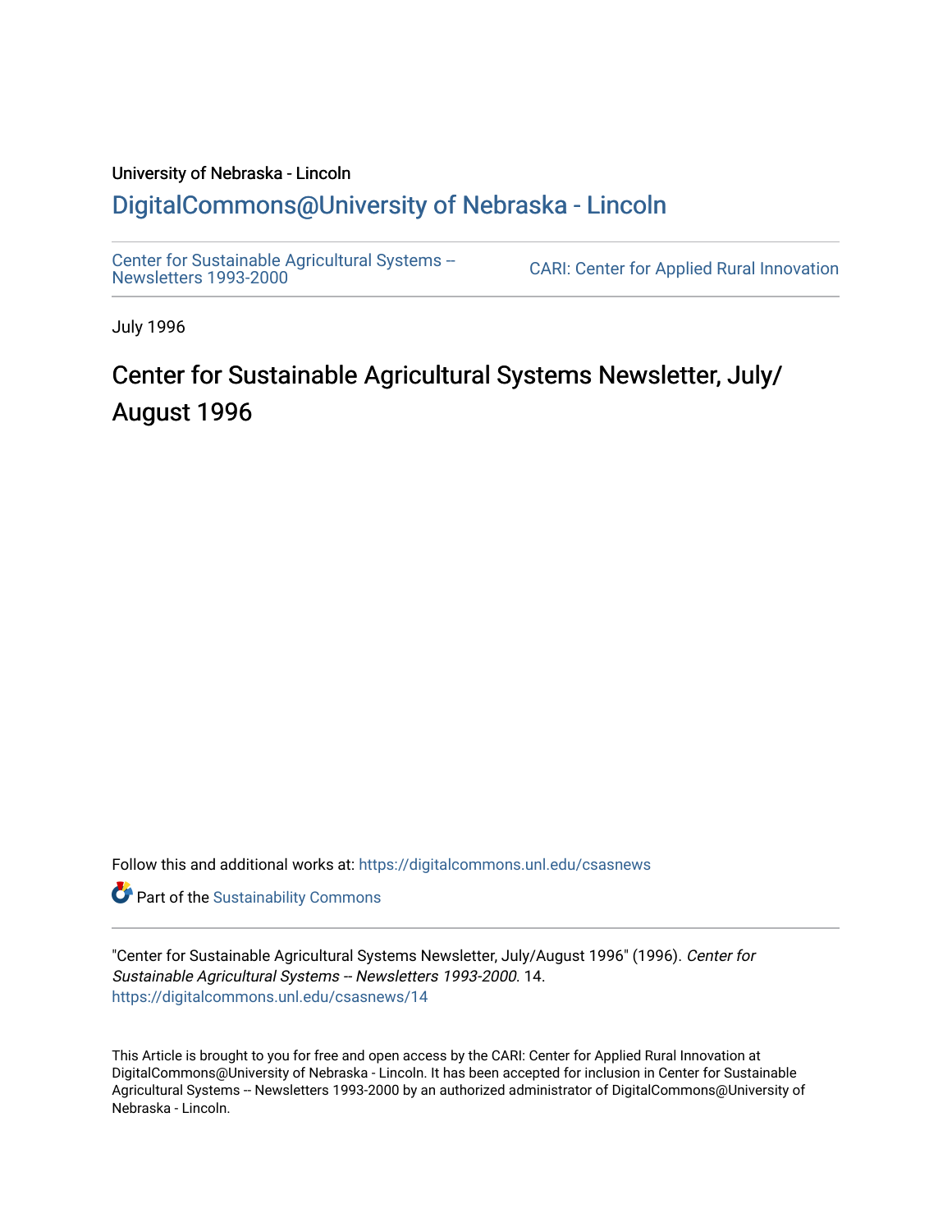University of Nebraska - Lincoln

## DigitalCommons@University of Nebraska - Lincoln

Center for Sustainable Agricultural Systems -- Newsletters 1993-2000

CARI: Center for Applied Rural Innovation

July 1996

# Center for Sustainable Agricultural Systems Newsletter, July/August 1996

Follow this and additional works at: https://digitalcommons.unl.edu/csasnews

Part of the Sustainability Commons

"Center for Sustainable Agricultural Systems Newsletter, July/August 1996" (1996). *Center for Sustainable Agricultural Systems -- Newsletters 1993-2000*. 14.
https://digitalcommons.unl.edu/csasnews/14

This Article is brought to you for free and open access by the CARI: Center for Applied Rural Innovation at DigitalCommons@University of Nebraska - Lincoln. It has been accepted for inclusion in Center for Sustainable Agricultural Systems -- Newsletters 1993-2000 by an authorized administrator of DigitalCommons@University of Nebraska - Lincoln.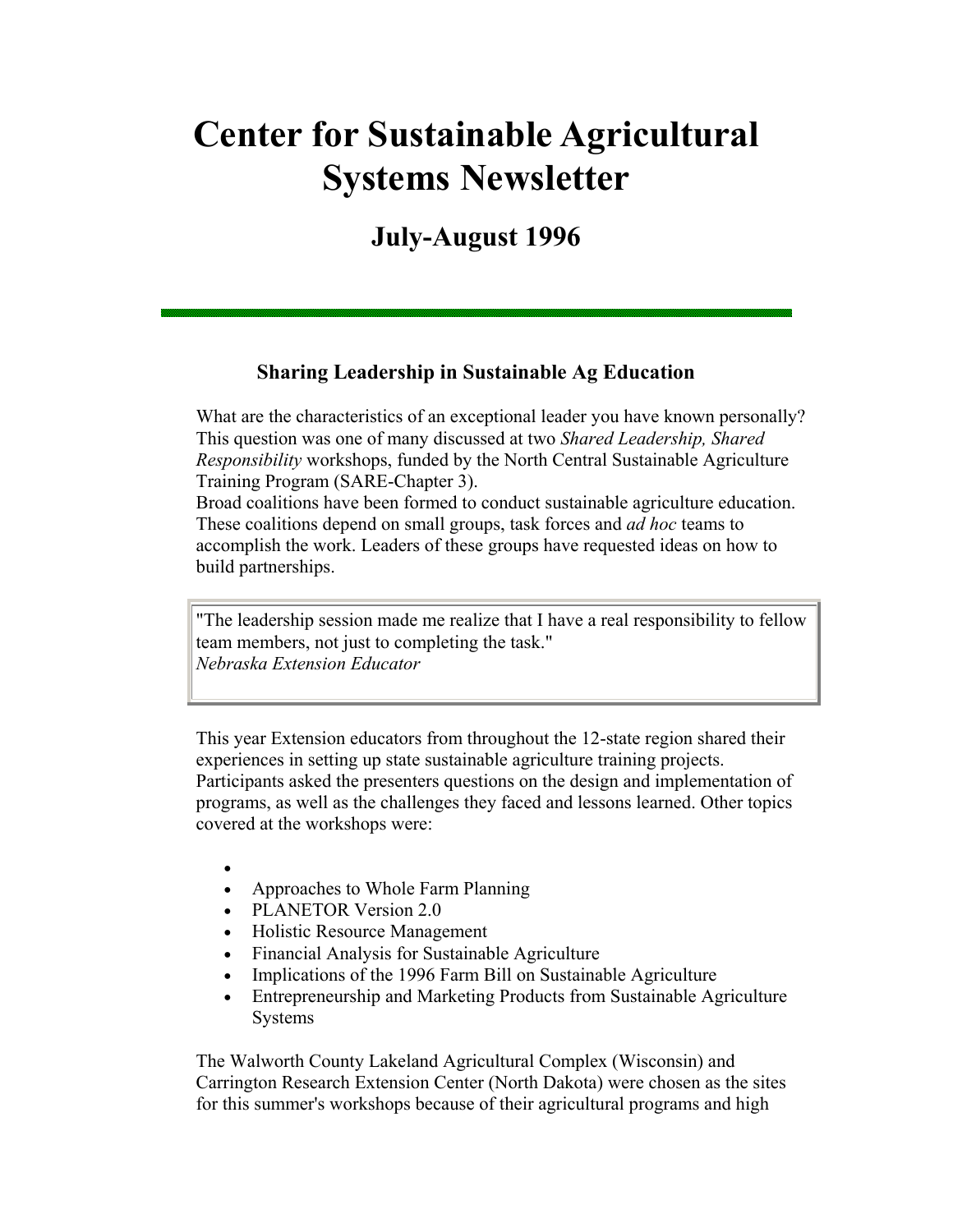# Center for Sustainable Agricultural Systems Newsletter

## July-August 1996

### Sharing Leadership in Sustainable Ag Education

What are the characteristics of an exceptional leader you have known personally? This question was one of many discussed at two *Shared Leadership, Shared Responsibility* workshops, funded by the North Central Sustainable Agriculture Training Program (SARE-Chapter 3).
Broad coalitions have been formed to conduct sustainable agriculture education. These coalitions depend on small groups, task forces and *ad hoc* teams to accomplish the work. Leaders of these groups have requested ideas on how to build partnerships.

> "The leadership session made me realize that I have a real responsibility to fellow team members, not just to completing the task."
> *Nebraska Extension Educator*

This year Extension educators from throughout the 12-state region shared their experiences in setting up state sustainable agriculture training projects. Participants asked the presenters questions on the design and implementation of programs, as well as the challenges they faced and lessons learned. Other topics covered at the workshops were:

- Approaches to Whole Farm Planning
- PLANETOR Version 2.0
- Holistic Resource Management
- Financial Analysis for Sustainable Agriculture
- Implications of the 1996 Farm Bill on Sustainable Agriculture
- Entrepreneurship and Marketing Products from Sustainable Agriculture Systems

The Walworth County Lakeland Agricultural Complex (Wisconsin) and Carrington Research Extension Center (North Dakota) were chosen as the sites for this summer's workshops because of their agricultural programs and high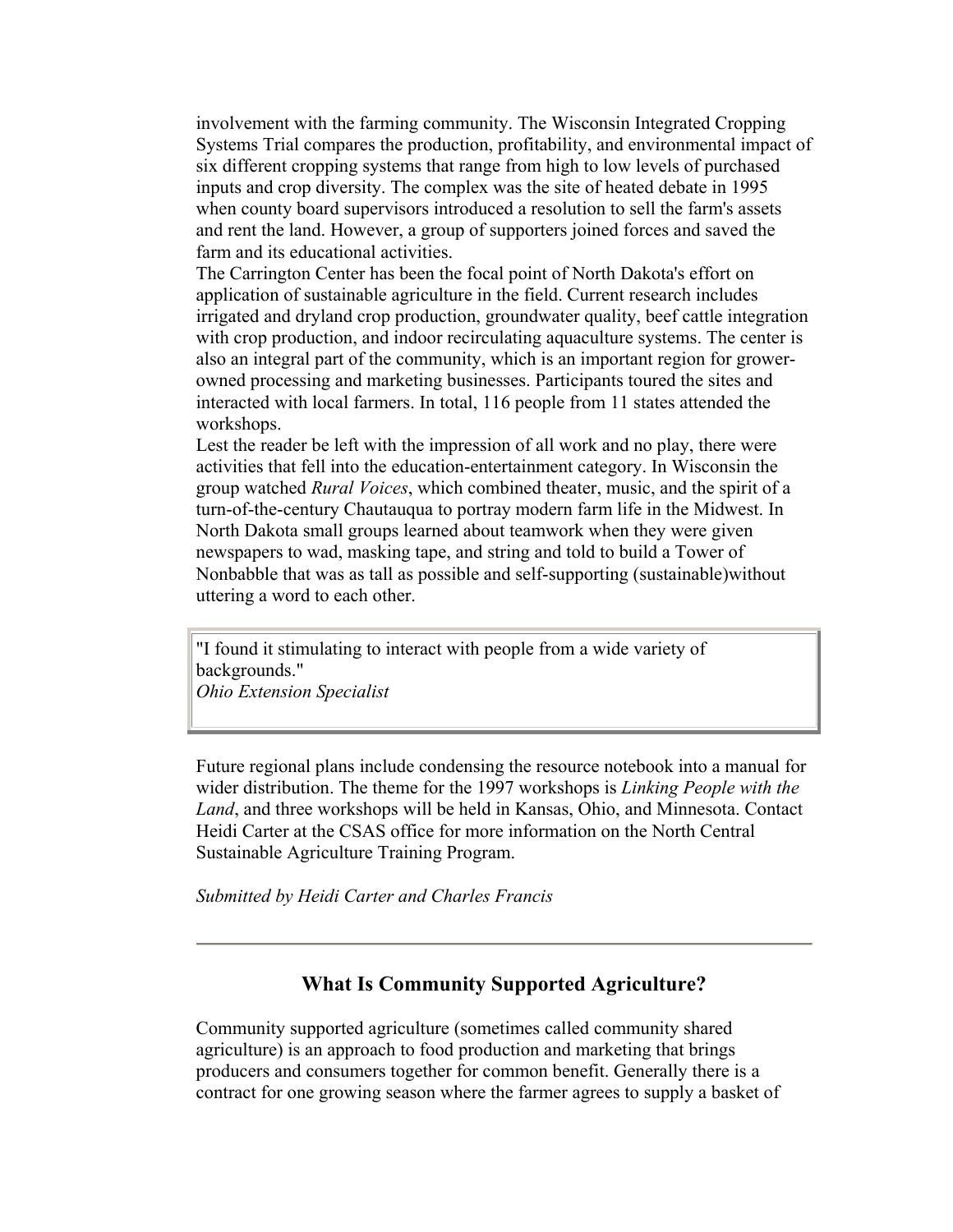involvement with the farming community. The Wisconsin Integrated Cropping Systems Trial compares the production, profitability, and environmental impact of six different cropping systems that range from high to low levels of purchased inputs and crop diversity. The complex was the site of heated debate in 1995 when county board supervisors introduced a resolution to sell the farm's assets and rent the land. However, a group of supporters joined forces and saved the farm and its educational activities.

The Carrington Center has been the focal point of North Dakota's effort on application of sustainable agriculture in the field. Current research includes irrigated and dryland crop production, groundwater quality, beef cattle integration with crop production, and indoor recirculating aquaculture systems. The center is also an integral part of the community, which is an important region for grower-owned processing and marketing businesses. Participants toured the sites and interacted with local farmers. In total, 116 people from 11 states attended the workshops.

Lest the reader be left with the impression of all work and no play, there were activities that fell into the education-entertainment category. In Wisconsin the group watched *Rural Voices*, which combined theater, music, and the spirit of a turn-of-the-century Chautauqua to portray modern farm life in the Midwest. In North Dakota small groups learned about teamwork when they were given newspapers to wad, masking tape, and string and told to build a Tower of Nonbabble that was as tall as possible and self-supporting (sustainable)without uttering a word to each other.

> "I found it stimulating to interact with people from a wide variety of backgrounds."
> *Ohio Extension Specialist*

Future regional plans include condensing the resource notebook into a manual for wider distribution. The theme for the 1997 workshops is *Linking People with the Land*, and three workshops will be held in Kansas, Ohio, and Minnesota. Contact Heidi Carter at the CSAS office for more information on the North Central Sustainable Agriculture Training Program.

*Submitted by Heidi Carter and Charles Francis*

---

## What Is Community Supported Agriculture?

Community supported agriculture (sometimes called community shared agriculture) is an approach to food production and marketing that brings producers and consumers together for common benefit. Generally there is a contract for one growing season where the farmer agrees to supply a basket of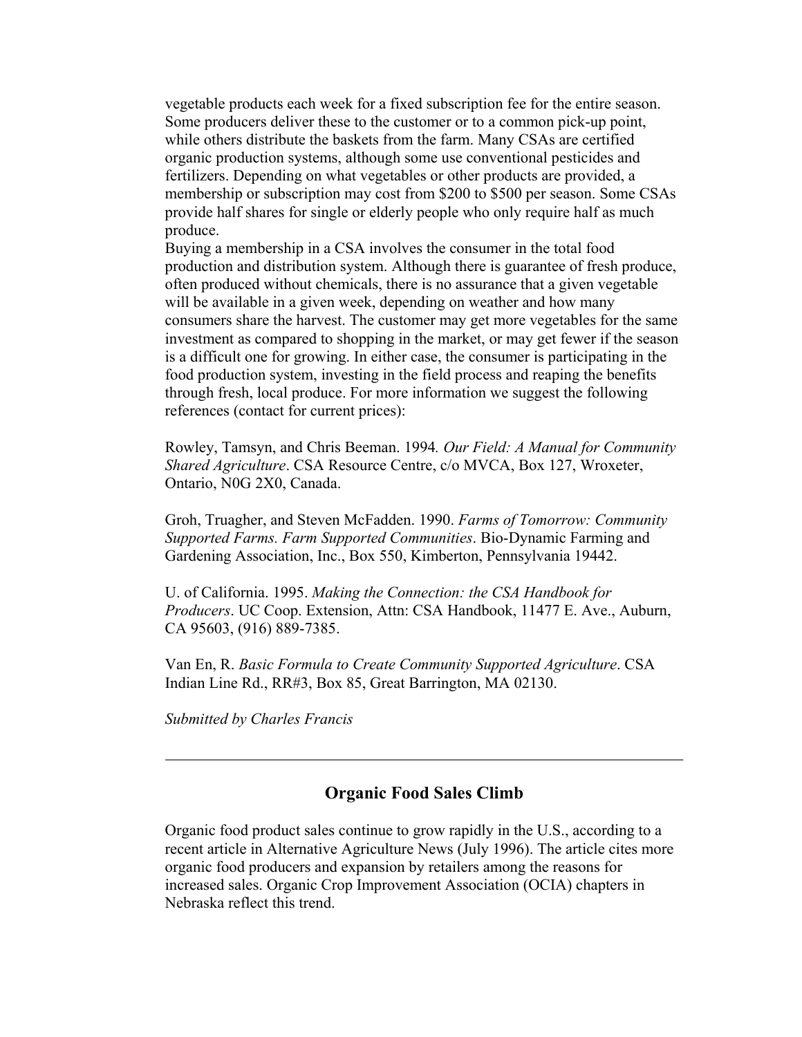vegetable products each week for a fixed subscription fee for the entire season. Some producers deliver these to the customer or to a common pick-up point, while others distribute the baskets from the farm. Many CSAs are certified organic production systems, although some use conventional pesticides and fertilizers. Depending on what vegetables or other products are provided, a membership or subscription may cost from $200 to $500 per season. Some CSAs provide half shares for single or elderly people who only require half as much produce.

Buying a membership in a CSA involves the consumer in the total food production and distribution system. Although there is guarantee of fresh produce, often produced without chemicals, there is no assurance that a given vegetable will be available in a given week, depending on weather and how many consumers share the harvest. The customer may get more vegetables for the same investment as compared to shopping in the market, or may get fewer if the season is a difficult one for growing. In either case, the consumer is participating in the food production system, investing in the field process and reaping the benefits through fresh, local produce. For more information we suggest the following references (contact for current prices):

Rowley, Tamsyn, and Chris Beeman. 1994. *Our Field: A Manual for Community Shared Agriculture*. CSA Resource Centre, c/o MVCA, Box 127, Wroxeter, Ontario, N0G 2X0, Canada.

Groh, Truagher, and Steven McFadden. 1990. *Farms of Tomorrow: Community Supported Farms. Farm Supported Communities*. Bio-Dynamic Farming and Gardening Association, Inc., Box 550, Kimberton, Pennsylvania 19442.

U. of California. 1995. *Making the Connection: the CSA Handbook for Producers*. UC Coop. Extension, Attn: CSA Handbook, 11477 E. Ave., Auburn, CA 95603, (916) 889-7385.

Van En, R. *Basic Formula to Create Community Supported Agriculture*. CSA Indian Line Rd., RR#3, Box 85, Great Barrington, MA 02130.

*Submitted by Charles Francis*

---

## Organic Food Sales Climb

Organic food product sales continue to grow rapidly in the U.S., according to a recent article in Alternative Agriculture News (July 1996). The article cites more organic food producers and expansion by retailers among the reasons for increased sales. Organic Crop Improvement Association (OCIA) chapters in Nebraska reflect this trend.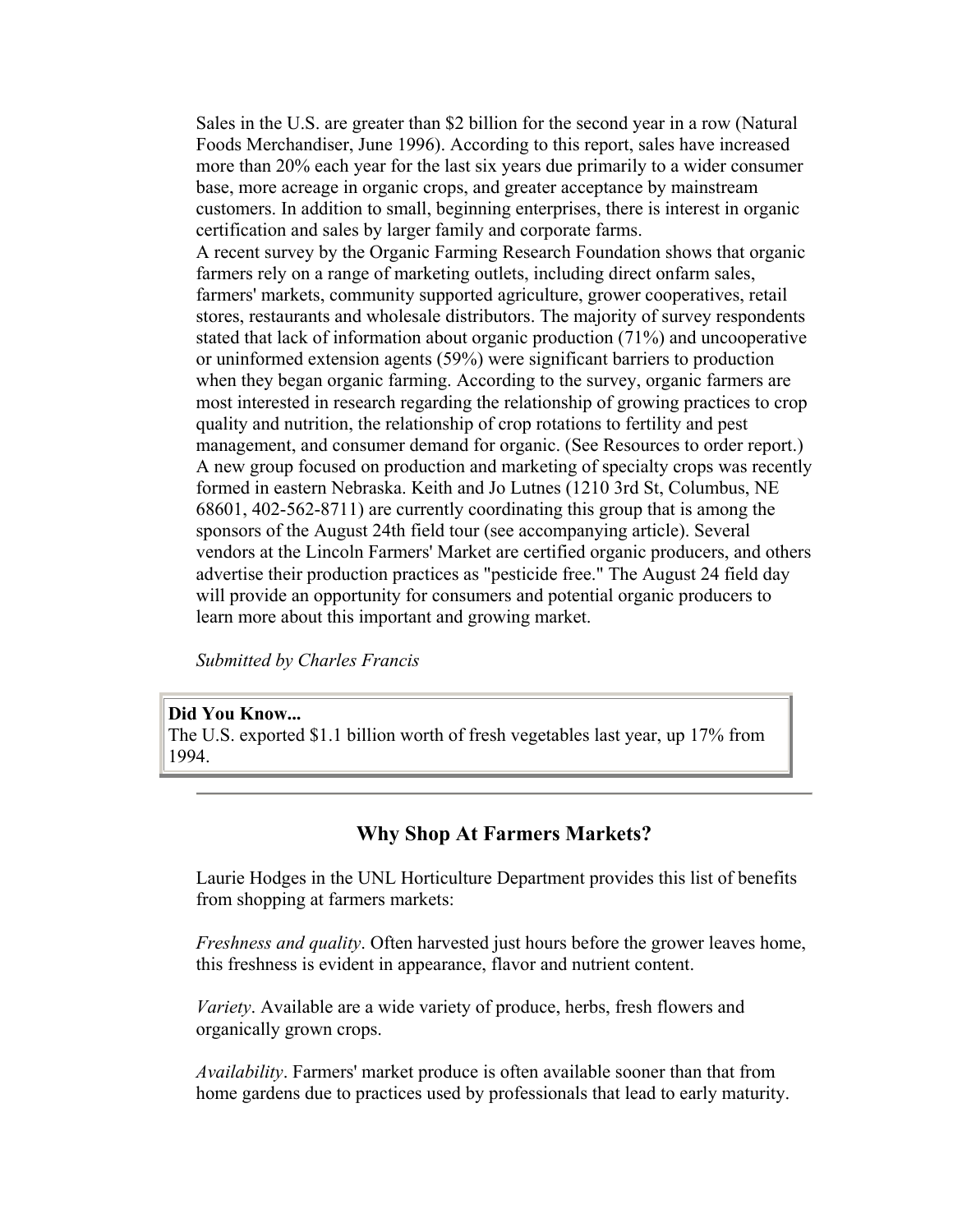Sales in the U.S. are greater than $2 billion for the second year in a row (Natural Foods Merchandiser, June 1996). According to this report, sales have increased more than 20% each year for the last six years due primarily to a wider consumer base, more acreage in organic crops, and greater acceptance by mainstream customers. In addition to small, beginning enterprises, there is interest in organic certification and sales by larger family and corporate farms.

A recent survey by the Organic Farming Research Foundation shows that organic farmers rely on a range of marketing outlets, including direct onfarm sales, farmers' markets, community supported agriculture, grower cooperatives, retail stores, restaurants and wholesale distributors. The majority of survey respondents stated that lack of information about organic production (71%) and uncooperative or uninformed extension agents (59%) were significant barriers to production when they began organic farming. According to the survey, organic farmers are most interested in research regarding the relationship of growing practices to crop quality and nutrition, the relationship of crop rotations to fertility and pest management, and consumer demand for organic. (See Resources to order report.)

A new group focused on production and marketing of specialty crops was recently formed in eastern Nebraska. Keith and Jo Lutnes (1210 3rd St, Columbus, NE 68601, 402-562-8711) are currently coordinating this group that is among the sponsors of the August 24th field tour (see accompanying article). Several vendors at the Lincoln Farmers' Market are certified organic producers, and others advertise their production practices as "pesticide free." The August 24 field day will provide an opportunity for consumers and potential organic producers to learn more about this important and growing market.

*Submitted by Charles Francis*

**Did You Know...**
The U.S. exported $1.1 billion worth of fresh vegetables last year, up 17% from 1994.

---

## Why Shop At Farmers Markets?

Laurie Hodges in the UNL Horticulture Department provides this list of benefits from shopping at farmers markets:

*Freshness and quality*. Often harvested just hours before the grower leaves home, this freshness is evident in appearance, flavor and nutrient content.

*Variety*. Available are a wide variety of produce, herbs, fresh flowers and organically grown crops.

*Availability*. Farmers' market produce is often available sooner than that from home gardens due to practices used by professionals that lead to early maturity.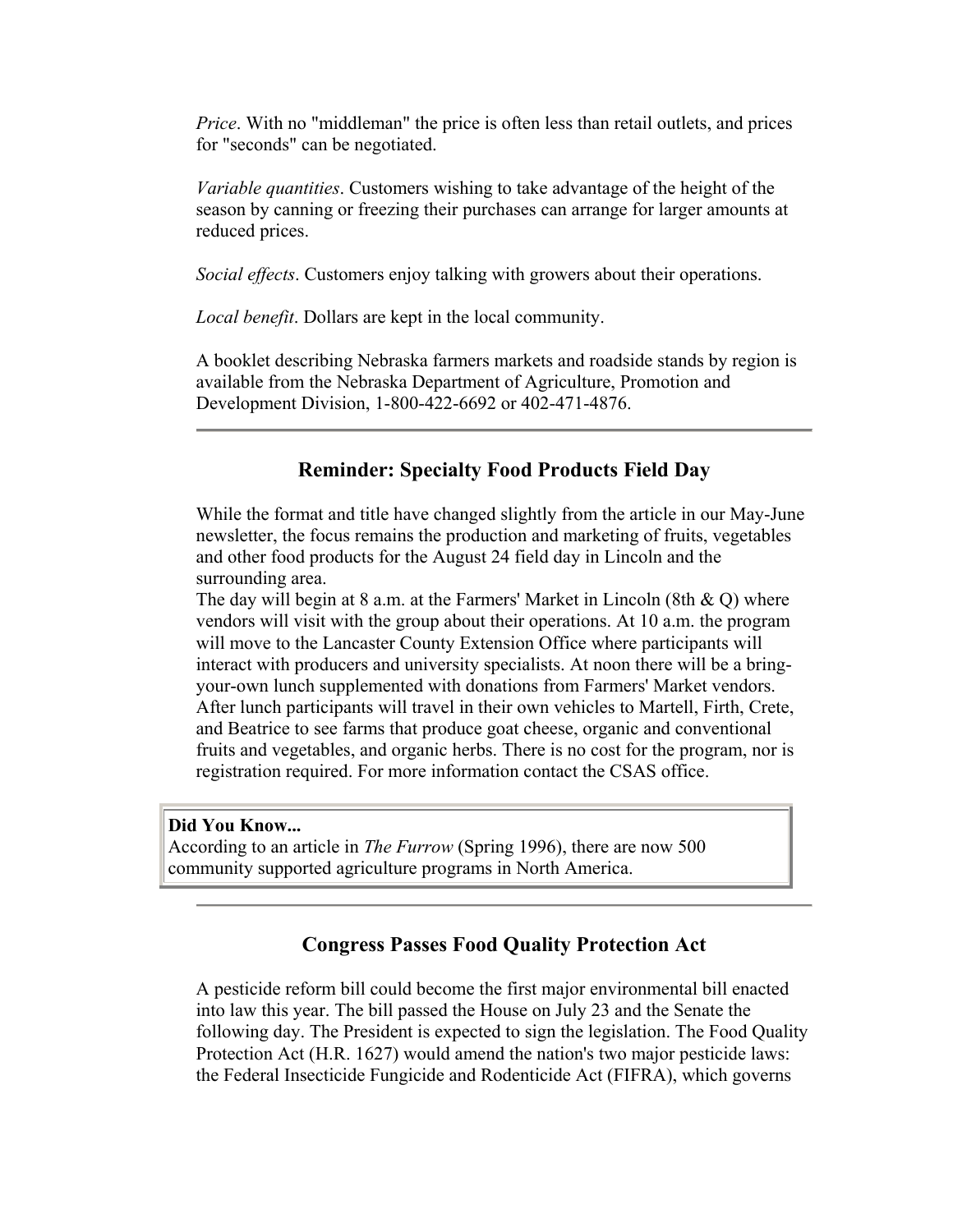*Price*. With no "middleman" the price is often less than retail outlets, and prices for "seconds" can be negotiated.

*Variable quantities*. Customers wishing to take advantage of the height of the season by canning or freezing their purchases can arrange for larger amounts at reduced prices.

*Social effects*. Customers enjoy talking with growers about their operations.

*Local benefit*. Dollars are kept in the local community.

A booklet describing Nebraska farmers markets and roadside stands by region is available from the Nebraska Department of Agriculture, Promotion and Development Division, 1-800-422-6692 or 402-471-4876.

---

## Reminder: Specialty Food Products Field Day

While the format and title have changed slightly from the article in our May-June newsletter, the focus remains the production and marketing of fruits, vegetables and other food products for the August 24 field day in Lincoln and the surrounding area.
The day will begin at 8 a.m. at the Farmers' Market in Lincoln (8th & Q) where vendors will visit with the group about their operations. At 10 a.m. the program will move to the Lancaster County Extension Office where participants will interact with producers and university specialists. At noon there will be a bring-your-own lunch supplemented with donations from Farmers' Market vendors. After lunch participants will travel in their own vehicles to Martell, Firth, Crete, and Beatrice to see farms that produce goat cheese, organic and conventional fruits and vegetables, and organic herbs. There is no cost for the program, nor is registration required. For more information contact the CSAS office.

**Did You Know...**
According to an article in *The Furrow* (Spring 1996), there are now 500 community supported agriculture programs in North America.

---

## Congress Passes Food Quality Protection Act

A pesticide reform bill could become the first major environmental bill enacted into law this year. The bill passed the House on July 23 and the Senate the following day. The President is expected to sign the legislation. The Food Quality Protection Act (H.R. 1627) would amend the nation's two major pesticide laws: the Federal Insecticide Fungicide and Rodenticide Act (FIFRA), which governs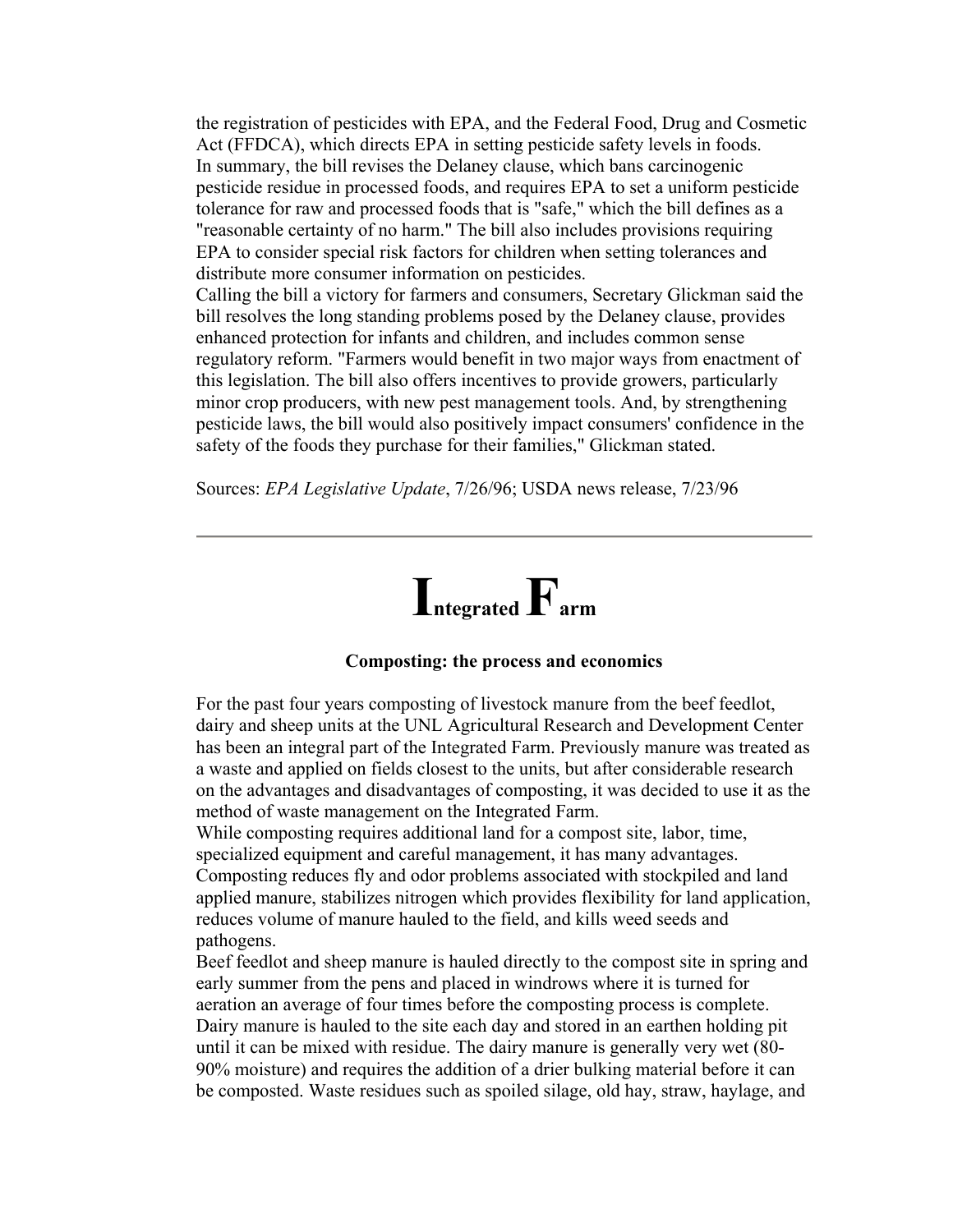the registration of pesticides with EPA, and the Federal Food, Drug and Cosmetic Act (FFDCA), which directs EPA in setting pesticide safety levels in foods.
In summary, the bill revises the Delaney clause, which bans carcinogenic pesticide residue in processed foods, and requires EPA to set a uniform pesticide tolerance for raw and processed foods that is "safe," which the bill defines as a "reasonable certainty of no harm." The bill also includes provisions requiring EPA to consider special risk factors for children when setting tolerances and distribute more consumer information on pesticides.
Calling the bill a victory for farmers and consumers, Secretary Glickman said the bill resolves the long standing problems posed by the Delaney clause, provides enhanced protection for infants and children, and includes common sense regulatory reform. "Farmers would benefit in two major ways from enactment of this legislation. The bill also offers incentives to provide growers, particularly minor crop producers, with new pest management tools. And, by strengthening pesticide laws, the bill would also positively impact consumers' confidence in the safety of the foods they purchase for their families," Glickman stated.

Sources: *EPA Legislative Update*, 7/26/96; USDA news release, 7/23/96

---

# Integrated Farm

### Composting: the process and economics

For the past four years composting of livestock manure from the beef feedlot, dairy and sheep units at the UNL Agricultural Research and Development Center has been an integral part of the Integrated Farm. Previously manure was treated as a waste and applied on fields closest to the units, but after considerable research on the advantages and disadvantages of composting, it was decided to use it as the method of waste management on the Integrated Farm.
While composting requires additional land for a compost site, labor, time, specialized equipment and careful management, it has many advantages. Composting reduces fly and odor problems associated with stockpiled and land applied manure, stabilizes nitrogen which provides flexibility for land application, reduces volume of manure hauled to the field, and kills weed seeds and pathogens.
Beef feedlot and sheep manure is hauled directly to the compost site in spring and early summer from the pens and placed in windrows where it is turned for aeration an average of four times before the composting process is complete. Dairy manure is hauled to the site each day and stored in an earthen holding pit until it can be mixed with residue. The dairy manure is generally very wet (80-90% moisture) and requires the addition of a drier bulking material before it can be composted. Waste residues such as spoiled silage, old hay, straw, haylage, and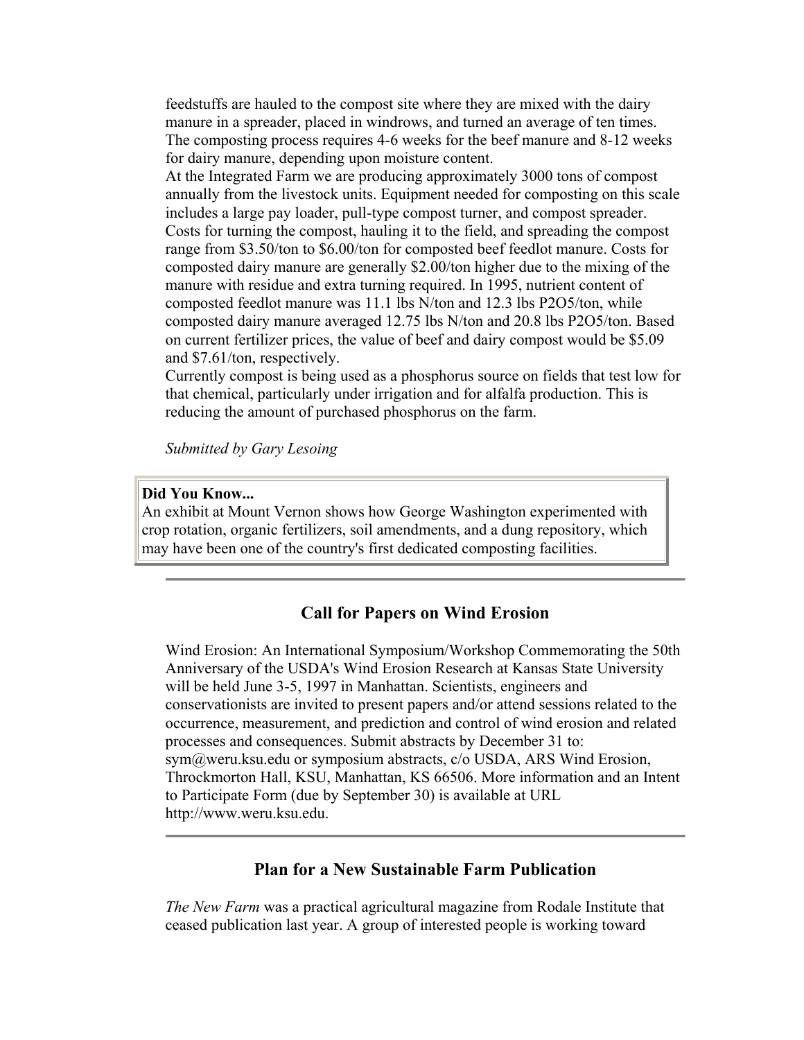feedstuffs are hauled to the compost site where they are mixed with the dairy manure in a spreader, placed in windrows, and turned an average of ten times. The composting process requires 4-6 weeks for the beef manure and 8-12 weeks for dairy manure, depending upon moisture content.

At the Integrated Farm we are producing approximately 3000 tons of compost annually from the livestock units. Equipment needed for composting on this scale includes a large pay loader, pull-type compost turner, and compost spreader. Costs for turning the compost, hauling it to the field, and spreading the compost range from $3.50/ton to $6.00/ton for composted beef feedlot manure. Costs for composted dairy manure are generally $2.00/ton higher due to the mixing of the manure with residue and extra turning required. In 1995, nutrient content of composted feedlot manure was 11.1 lbs N/ton and 12.3 lbs $P_2O_5$/ton, while composted dairy manure averaged 12.75 lbs N/ton and 20.8 lbs $P_2O_5$/ton. Based on current fertilizer prices, the value of beef and dairy compost would be $5.09 and $7.61/ton, respectively.

Currently compost is being used as a phosphorus source on fields that test low for that chemical, particularly under irrigation and for alfalfa production. This is reducing the amount of purchased phosphorus on the farm.

*Submitted by Gary Lesoing*

> **Did You Know...**
> An exhibit at Mount Vernon shows how George Washington experimented with crop rotation, organic fertilizers, soil amendments, and a dung repository, which may have been one of the country's first dedicated composting facilities.

---

## Call for Papers on Wind Erosion

Wind Erosion: An International Symposium/Workshop Commemorating the 50th Anniversary of the USDA's Wind Erosion Research at Kansas State University will be held June 3-5, 1997 in Manhattan. Scientists, engineers and conservationists are invited to present papers and/or attend sessions related to the occurrence, measurement, and prediction and control of wind erosion and related processes and consequences. Submit abstracts by December 31 to: sym@weru.ksu.edu or symposium abstracts, c/o USDA, ARS Wind Erosion, Throckmorton Hall, KSU, Manhattan, KS 66506. More information and an Intent to Participate Form (due by September 30) is available at URL http://www.weru.ksu.edu.

---

## Plan for a New Sustainable Farm Publication

*The New Farm* was a practical agricultural magazine from Rodale Institute that ceased publication last year. A group of interested people is working toward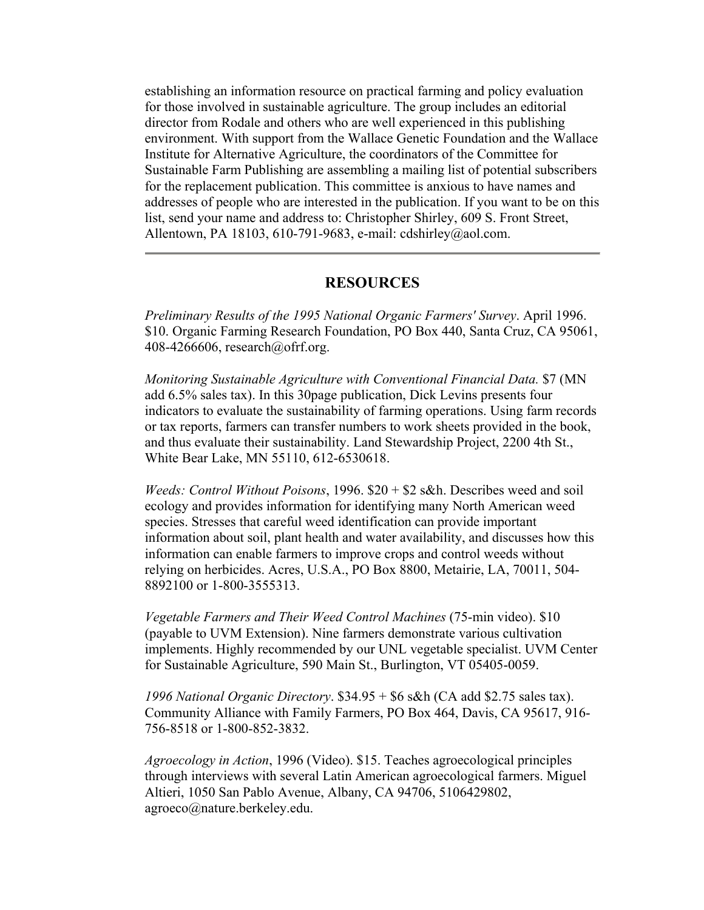establishing an information resource on practical farming and policy evaluation for those involved in sustainable agriculture. The group includes an editorial director from Rodale and others who are well experienced in this publishing environment. With support from the Wallace Genetic Foundation and the Wallace Institute for Alternative Agriculture, the coordinators of the Committee for Sustainable Farm Publishing are assembling a mailing list of potential subscribers for the replacement publication. This committee is anxious to have names and addresses of people who are interested in the publication. If you want to be on this list, send your name and address to: Christopher Shirley, 609 S. Front Street, Allentown, PA 18103, 610-791-9683, e-mail: cdshirley@aol.com.

---

## RESOURCES

*Preliminary Results of the 1995 National Organic Farmers' Survey*. April 1996. $10. Organic Farming Research Foundation, PO Box 440, Santa Cruz, CA 95061, 408-4266606, research@ofrf.org.

*Monitoring Sustainable Agriculture with Conventional Financial Data.* $7 (MN add 6.5% sales tax). In this 30page publication, Dick Levins presents four indicators to evaluate the sustainability of farming operations. Using farm records or tax reports, farmers can transfer numbers to work sheets provided in the book, and thus evaluate their sustainability. Land Stewardship Project, 2200 4th St., White Bear Lake, MN 55110, 612-6530618.

*Weeds: Control Without Poisons*, 1996. $20 + $2 s&h. Describes weed and soil ecology and provides information for identifying many North American weed species. Stresses that careful weed identification can provide important information about soil, plant health and water availability, and discusses how this information can enable farmers to improve crops and control weeds without relying on herbicides. Acres, U.S.A., PO Box 8800, Metairie, LA, 70011, 504-8892100 or 1-800-3555313.

*Vegetable Farmers and Their Weed Control Machines* (75-min video). $10 (payable to UVM Extension). Nine farmers demonstrate various cultivation implements. Highly recommended by our UNL vegetable specialist. UVM Center for Sustainable Agriculture, 590 Main St., Burlington, VT 05405-0059.

*1996 National Organic Directory*. $34.95 + $6 s&h (CA add $2.75 sales tax). Community Alliance with Family Farmers, PO Box 464, Davis, CA 95617, 916-756-8518 or 1-800-852-3832.

*Agroecology in Action*, 1996 (Video). $15. Teaches agroecological principles through interviews with several Latin American agroecological farmers. Miguel Altieri, 1050 San Pablo Avenue, Albany, CA 94706, 5106429802, agroeco@nature.berkeley.edu.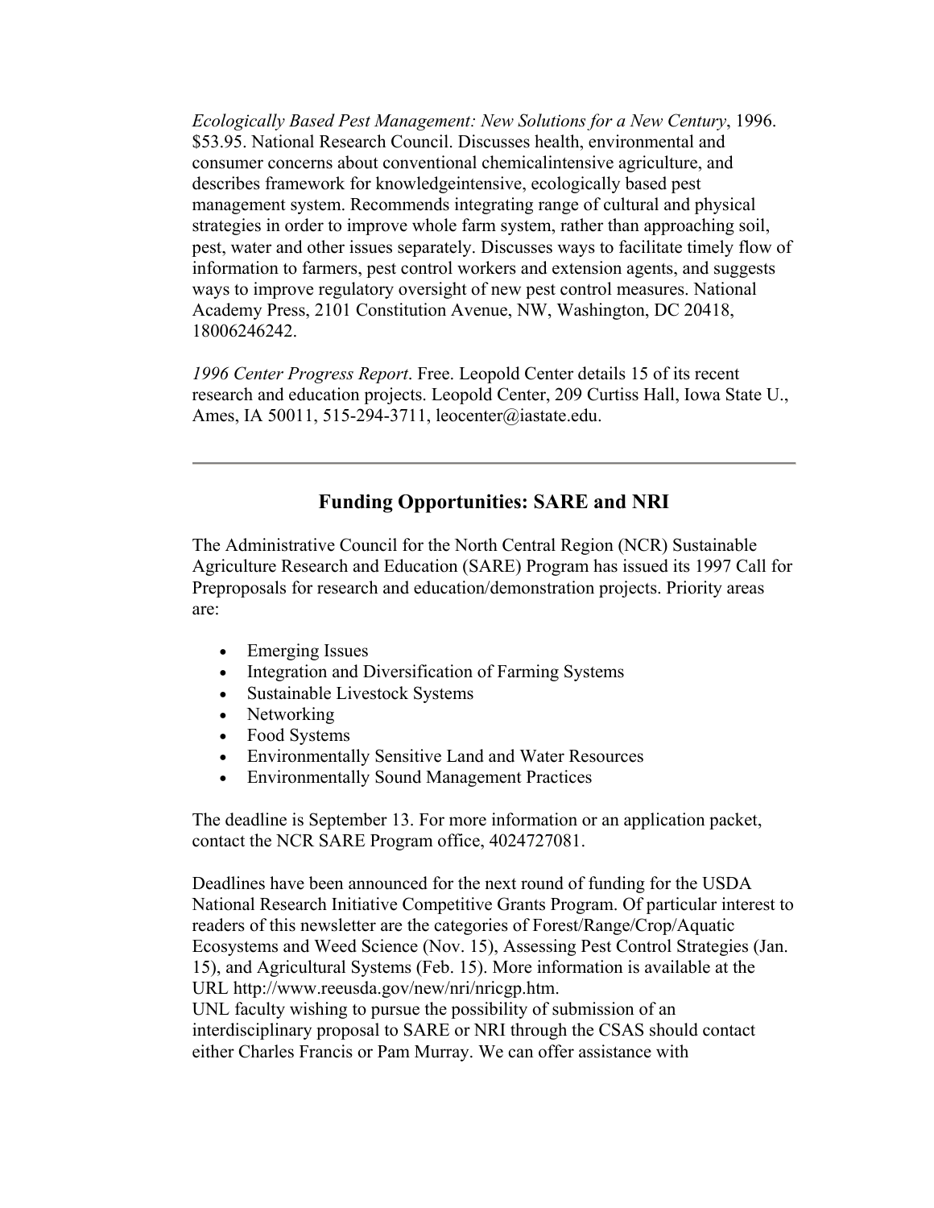*Ecologically Based Pest Management: New Solutions for a New Century*, 1996. $53.95. National Research Council. Discusses health, environmental and consumer concerns about conventional chemicalintensive agriculture, and describes framework for knowledgeintensive, ecologically based pest management system. Recommends integrating range of cultural and physical strategies in order to improve whole farm system, rather than approaching soil, pest, water and other issues separately. Discusses ways to facilitate timely flow of information to farmers, pest control workers and extension agents, and suggests ways to improve regulatory oversight of new pest control measures. National Academy Press, 2101 Constitution Avenue, NW, Washington, DC 20418, 18006246242.

*1996 Center Progress Report*. Free. Leopold Center details 15 of its recent research and education projects. Leopold Center, 209 Curtiss Hall, Iowa State U., Ames, IA 50011, 515-294-3711, leocenter@iastate.edu.

---

## Funding Opportunities: SARE and NRI

The Administrative Council for the North Central Region (NCR) Sustainable Agriculture Research and Education (SARE) Program has issued its 1997 Call for Preproposals for research and education/demonstration projects. Priority areas are:

- Emerging Issues
- Integration and Diversification of Farming Systems
- Sustainable Livestock Systems
- Networking
- Food Systems
- Environmentally Sensitive Land and Water Resources
- Environmentally Sound Management Practices

The deadline is September 13. For more information or an application packet, contact the NCR SARE Program office, 4024727081.

Deadlines have been announced for the next round of funding for the USDA National Research Initiative Competitive Grants Program. Of particular interest to readers of this newsletter are the categories of Forest/Range/Crop/Aquatic Ecosystems and Weed Science (Nov. 15), Assessing Pest Control Strategies (Jan. 15), and Agricultural Systems (Feb. 15). More information is available at the URL http://www.reeusda.gov/new/nri/nricgp.htm.
UNL faculty wishing to pursue the possibility of submission of an interdisciplinary proposal to SARE or NRI through the CSAS should contact either Charles Francis or Pam Murray. We can offer assistance with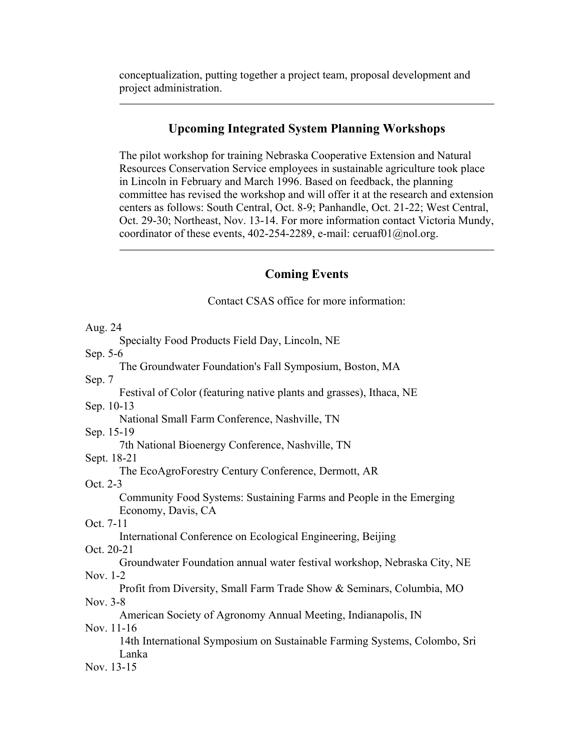conceptualization, putting together a project team, proposal development and project administration.

---

## Upcoming Integrated System Planning Workshops

The pilot workshop for training Nebraska Cooperative Extension and Natural Resources Conservation Service employees in sustainable agriculture took place in Lincoln in February and March 1996. Based on feedback, the planning committee has revised the workshop and will offer it at the research and extension centers as follows: South Central, Oct. 8-9; Panhandle, Oct. 21-22; West Central, Oct. 29-30; Northeast, Nov. 13-14. For more information contact Victoria Mundy, coordinator of these events, 402-254-2289, e-mail: ceruaf01@nol.org.

---

## Coming Events

Contact CSAS office for more information:

Aug. 24
: Specialty Food Products Field Day, Lincoln, NE

Sep. 5-6
: The Groundwater Foundation's Fall Symposium, Boston, MA

Sep. 7
: Festival of Color (featuring native plants and grasses), Ithaca, NE

Sep. 10-13
: National Small Farm Conference, Nashville, TN

Sep. 15-19
: 7th National Bioenergy Conference, Nashville, TN

Sept. 18-21
: The EcoAgroForestry Century Conference, Dermott, AR

Oct. 2-3
: Community Food Systems: Sustaining Farms and People in the Emerging Economy, Davis, CA

Oct. 7-11
: International Conference on Ecological Engineering, Beijing

Oct. 20-21
: Groundwater Foundation annual water festival workshop, Nebraska City, NE

Nov. 1-2
: Profit from Diversity, Small Farm Trade Show & Seminars, Columbia, MO

Nov. 3-8
: American Society of Agronomy Annual Meeting, Indianapolis, IN

Nov. 11-16
: 14th International Symposium on Sustainable Farming Systems, Colombo, Sri Lanka

Nov. 13-15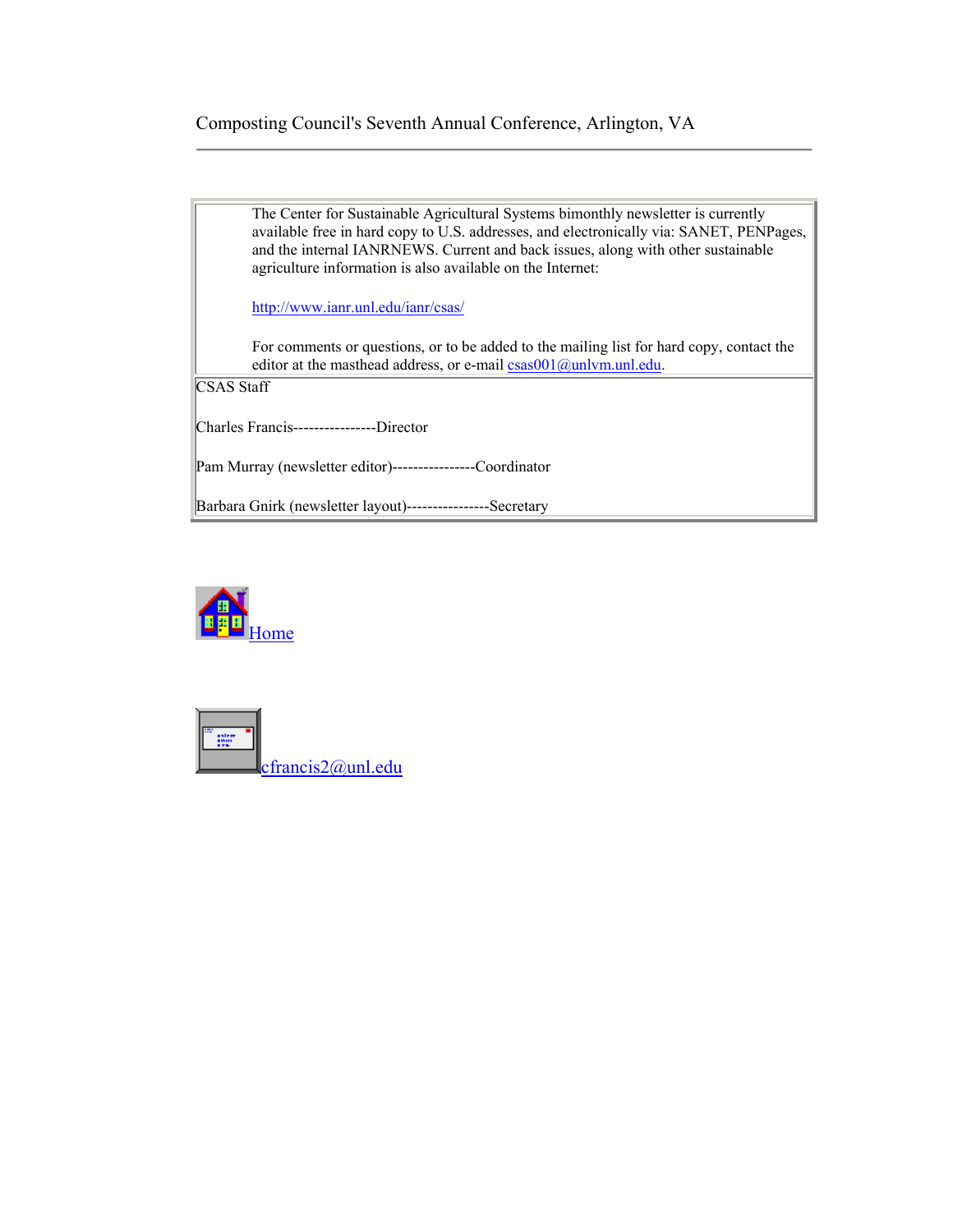Composting Council's Seventh Annual Conference, Arlington, VA

---

The Center for Sustainable Agricultural Systems bimonthly newsletter is currently available free in hard copy to U.S. addresses, and electronically via: SANET, PENPages, and the internal IANRNEWS. Current and back issues, along with other sustainable agriculture information is also available on the Internet:

http://www.ianr.unl.edu/ianr/csas/

For comments or questions, or to be added to the mailing list for hard copy, contact the editor at the masthead address, or e-mail csas001@unlvm.unl.edu.

CSAS Staff

Charles Francis----------------Director

Pam Murray (newsletter editor)----------------Coordinator

Barbara Gnirk (newsletter layout)----------------Secretary

Home

cfrancis2@unl.edu